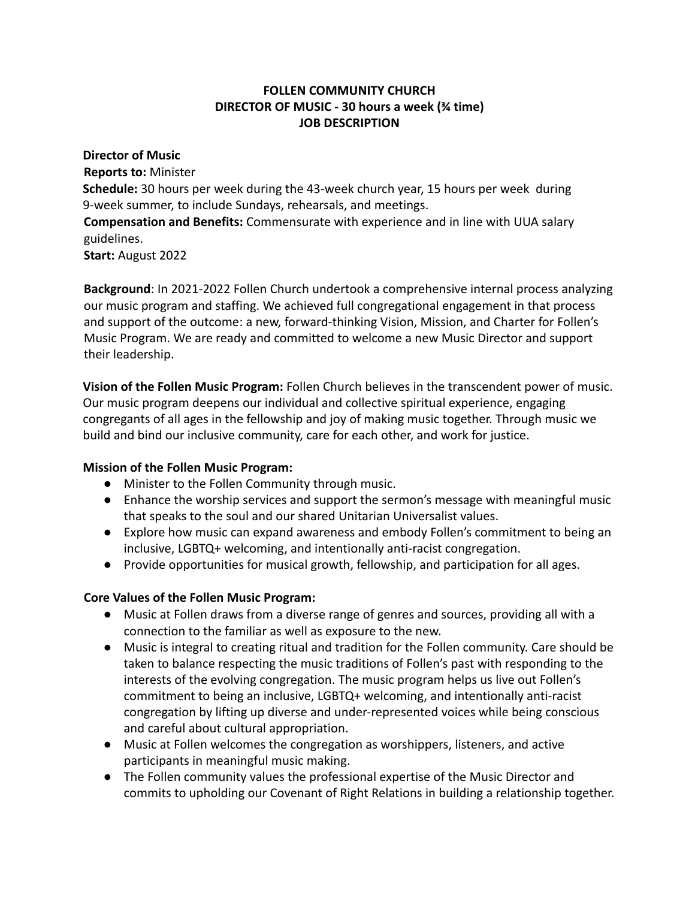# FOLLEN COMMUNITY CHURCH
## DIRECTOR OF MUSIC - 30 hours a week (¾ time)
## JOB DESCRIPTION

**Director of Music**
**Reports to:** Minister
**Schedule:** 30 hours per week during the 43-week church year, 15 hours per week during 9-week summer, to include Sundays, rehearsals, and meetings.
**Compensation and Benefits:** Commensurate with experience and in line with UUA salary guidelines.
**Start:** August 2022

**Background**: In 2021-2022 Follen Church undertook a comprehensive internal process analyzing our music program and staffing. We achieved full congregational engagement in that process and support of the outcome: a new, forward-thinking Vision, Mission, and Charter for Follen's Music Program. We are ready and committed to welcome a new Music Director and support their leadership.

**Vision of the Follen Music Program:** Follen Church believes in the transcendent power of music. Our music program deepens our individual and collective spiritual experience, engaging congregants of all ages in the fellowship and joy of making music together. Through music we build and bind our inclusive community, care for each other, and work for justice.

**Mission of the Follen Music Program:**

- Minister to the Follen Community through music.
- Enhance the worship services and support the sermon's message with meaningful music that speaks to the soul and our shared Unitarian Universalist values.
- Explore how music can expand awareness and embody Follen's commitment to being an inclusive, LGBTQ+ welcoming, and intentionally anti-racist congregation.
- Provide opportunities for musical growth, fellowship, and participation for all ages.

**Core Values of the Follen Music Program:**

- Music at Follen draws from a diverse range of genres and sources, providing all with a connection to the familiar as well as exposure to the new.
- Music is integral to creating ritual and tradition for the Follen community. Care should be taken to balance respecting the music traditions of Follen's past with responding to the interests of the evolving congregation. The music program helps us live out Follen's commitment to being an inclusive, LGBTQ+ welcoming, and intentionally anti-racist congregation by lifting up diverse and under-represented voices while being conscious and careful about cultural appropriation.
- Music at Follen welcomes the congregation as worshippers, listeners, and active participants in meaningful music making.
- The Follen community values the professional expertise of the Music Director and commits to upholding our Covenant of Right Relations in building a relationship together.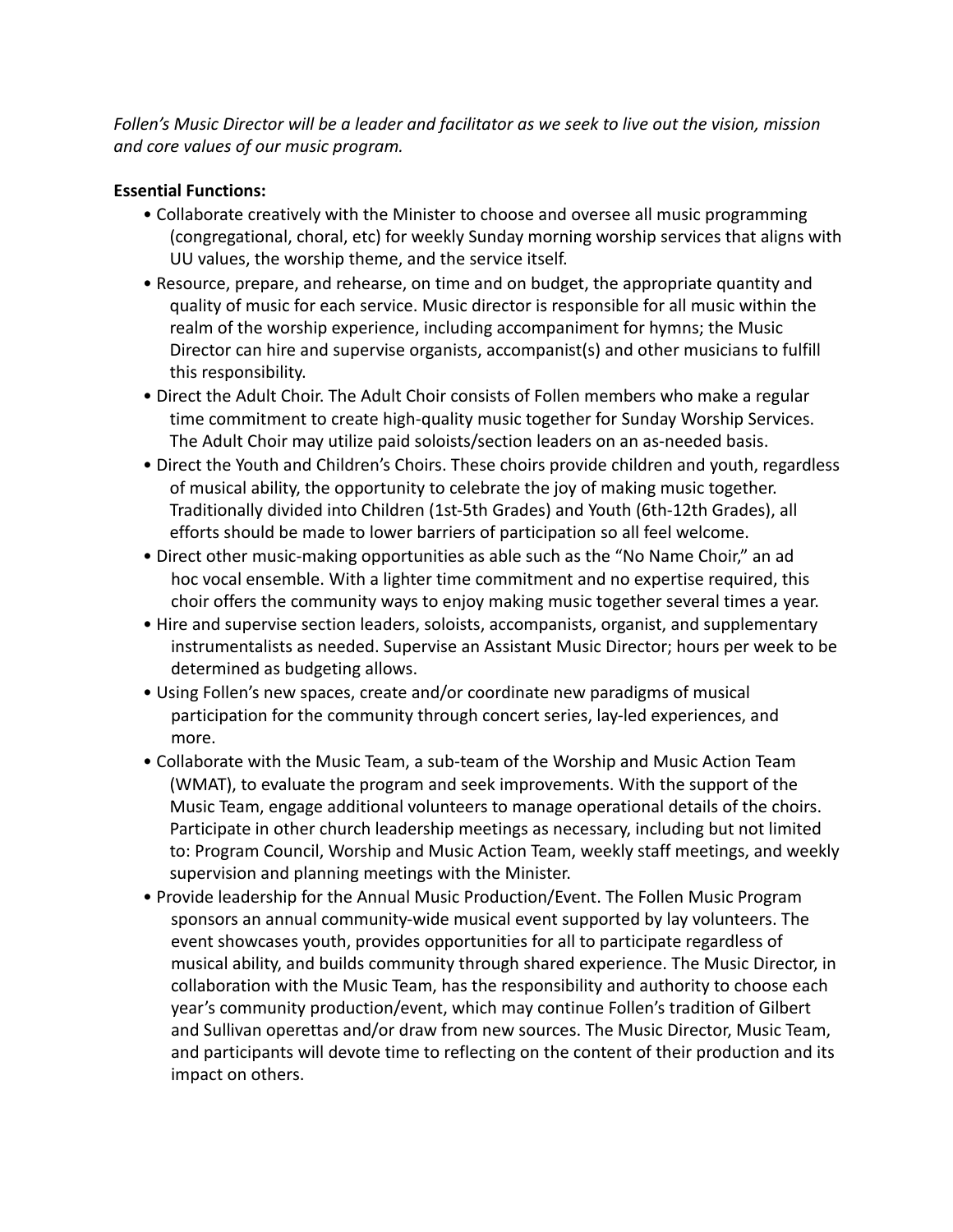*Follen's Music Director will be a leader and facilitator as we seek to live out the vision, mission and core values of our music program.*

**Essential Functions:**

- Collaborate creatively with the Minister to choose and oversee all music programming (congregational, choral, etc) for weekly Sunday morning worship services that aligns with UU values, the worship theme, and the service itself.
- Resource, prepare, and rehearse, on time and on budget, the appropriate quantity and quality of music for each service. Music director is responsible for all music within the realm of the worship experience, including accompaniment for hymns; the Music Director can hire and supervise organists, accompanist(s) and other musicians to fulfill this responsibility.
- Direct the Adult Choir. The Adult Choir consists of Follen members who make a regular time commitment to create high-quality music together for Sunday Worship Services. The Adult Choir may utilize paid soloists/section leaders on an as-needed basis.
- Direct the Youth and Children's Choirs. These choirs provide children and youth, regardless of musical ability, the opportunity to celebrate the joy of making music together. Traditionally divided into Children (1st-5th Grades) and Youth (6th-12th Grades), all efforts should be made to lower barriers of participation so all feel welcome.
- Direct other music-making opportunities as able such as the "No Name Choir," an ad hoc vocal ensemble. With a lighter time commitment and no expertise required, this choir offers the community ways to enjoy making music together several times a year.
- Hire and supervise section leaders, soloists, accompanists, organist, and supplementary instrumentalists as needed. Supervise an Assistant Music Director; hours per week to be determined as budgeting allows.
- Using Follen's new spaces, create and/or coordinate new paradigms of musical participation for the community through concert series, lay-led experiences, and more.
- Collaborate with the Music Team, a sub-team of the Worship and Music Action Team (WMAT), to evaluate the program and seek improvements. With the support of the Music Team, engage additional volunteers to manage operational details of the choirs. Participate in other church leadership meetings as necessary, including but not limited to: Program Council, Worship and Music Action Team, weekly staff meetings, and weekly supervision and planning meetings with the Minister.
- Provide leadership for the Annual Music Production/Event. The Follen Music Program sponsors an annual community-wide musical event supported by lay volunteers. The event showcases youth, provides opportunities for all to participate regardless of musical ability, and builds community through shared experience. The Music Director, in collaboration with the Music Team, has the responsibility and authority to choose each year's community production/event, which may continue Follen's tradition of Gilbert and Sullivan operettas and/or draw from new sources. The Music Director, Music Team, and participants will devote time to reflecting on the content of their production and its impact on others.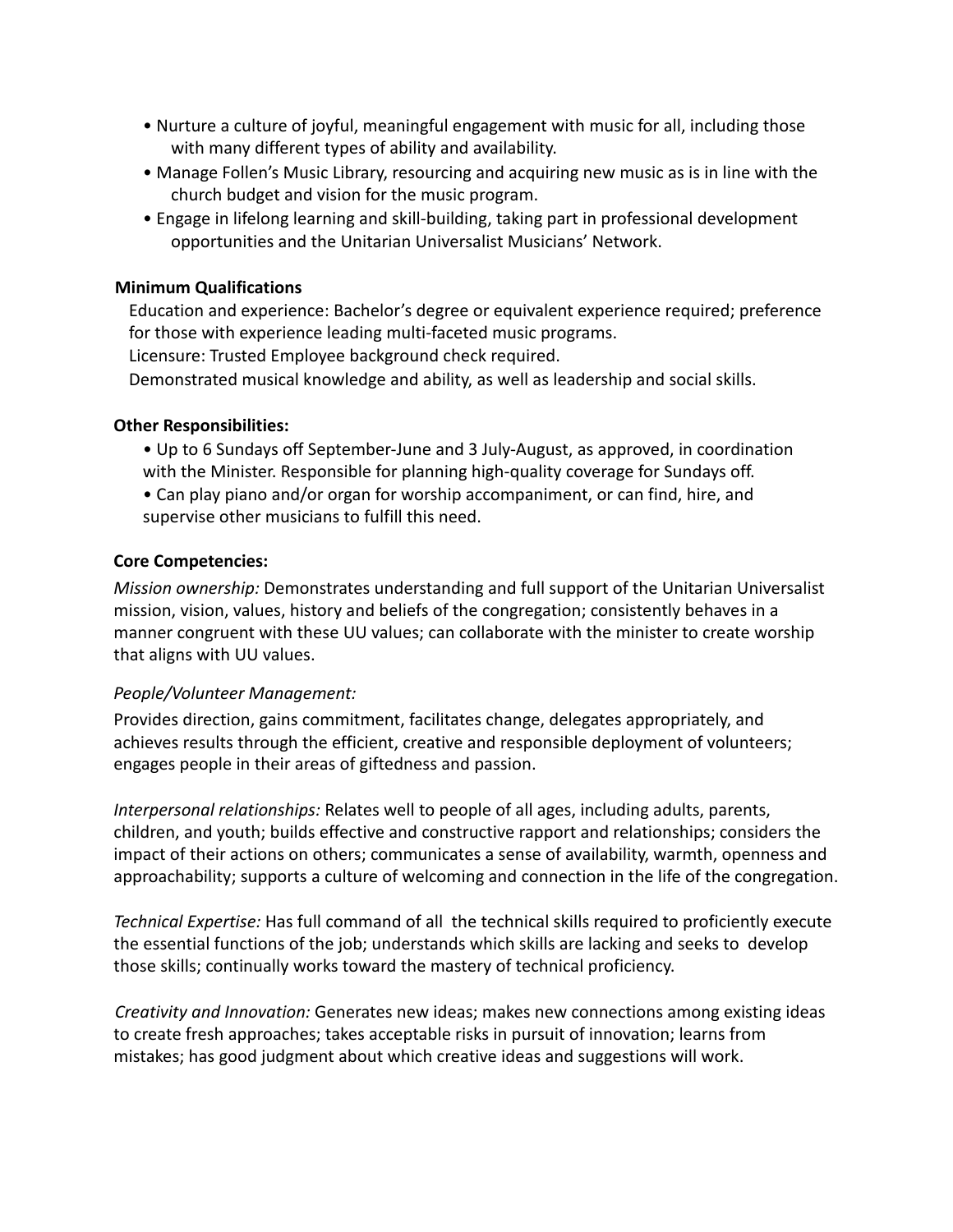- Nurture a culture of joyful, meaningful engagement with music for all, including those with many different types of ability and availability.
- Manage Follen's Music Library, resourcing and acquiring new music as is in line with the church budget and vision for the music program.
- Engage in lifelong learning and skill-building, taking part in professional development opportunities and the Unitarian Universalist Musicians' Network.

**Minimum Qualifications**

Education and experience: Bachelor's degree or equivalent experience required; preference for those with experience leading multi-faceted music programs.

Licensure: Trusted Employee background check required.

Demonstrated musical knowledge and ability, as well as leadership and social skills.

**Other Responsibilities:**

- Up to 6 Sundays off September-June and 3 July-August, as approved, in coordination with the Minister. Responsible for planning high-quality coverage for Sundays off.
- Can play piano and/or organ for worship accompaniment, or can find, hire, and supervise other musicians to fulfill this need.

**Core Competencies:**

*Mission ownership:* Demonstrates understanding and full support of the Unitarian Universalist mission, vision, values, history and beliefs of the congregation; consistently behaves in a manner congruent with these UU values; can collaborate with the minister to create worship that aligns with UU values.

*People/Volunteer Management:*

Provides direction, gains commitment, facilitates change, delegates appropriately, and achieves results through the efficient, creative and responsible deployment of volunteers; engages people in their areas of giftedness and passion.

*Interpersonal relationships:* Relates well to people of all ages, including adults, parents, children, and youth; builds effective and constructive rapport and relationships; considers the impact of their actions on others; communicates a sense of availability, warmth, openness and approachability; supports a culture of welcoming and connection in the life of the congregation.

*Technical Expertise:* Has full command of all the technical skills required to proficiently execute the essential functions of the job; understands which skills are lacking and seeks to develop those skills; continually works toward the mastery of technical proficiency.

*Creativity and Innovation:* Generates new ideas; makes new connections among existing ideas to create fresh approaches; takes acceptable risks in pursuit of innovation; learns from mistakes; has good judgment about which creative ideas and suggestions will work.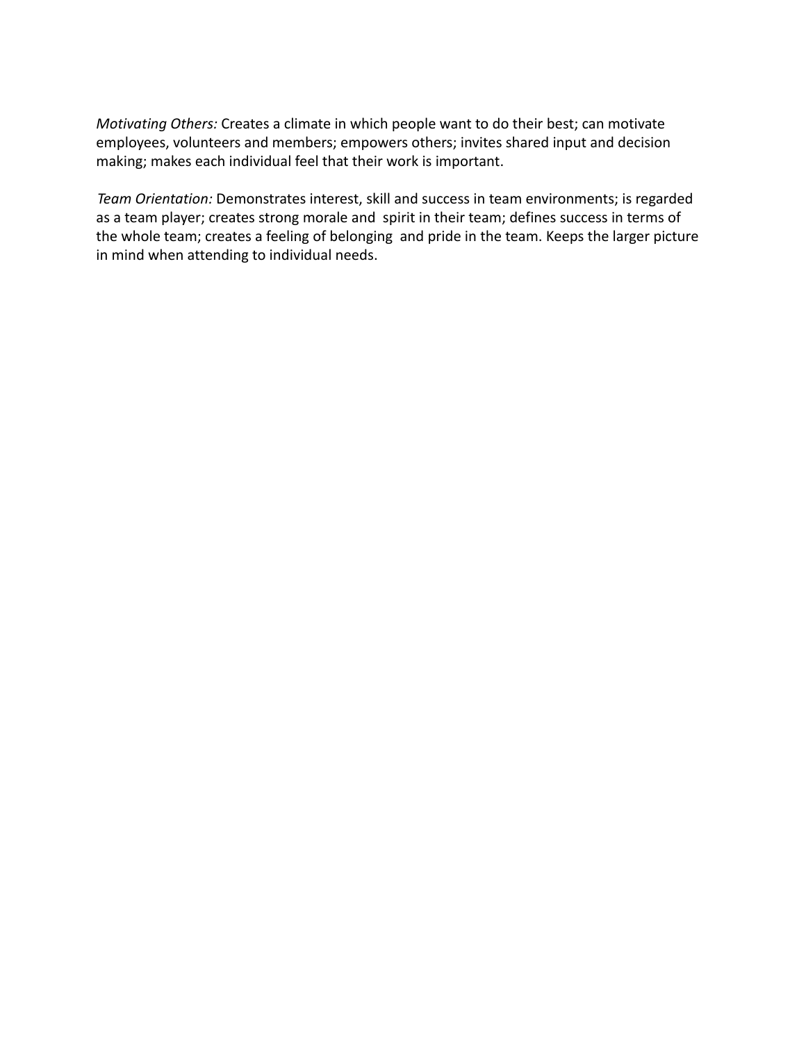*Motivating Others:* Creates a climate in which people want to do their best; can motivate employees, volunteers and members; empowers others; invites shared input and decision making; makes each individual feel that their work is important.

*Team Orientation:* Demonstrates interest, skill and success in team environments; is regarded as a team player; creates strong morale and spirit in their team; defines success in terms of the whole team; creates a feeling of belonging and pride in the team. Keeps the larger picture in mind when attending to individual needs.